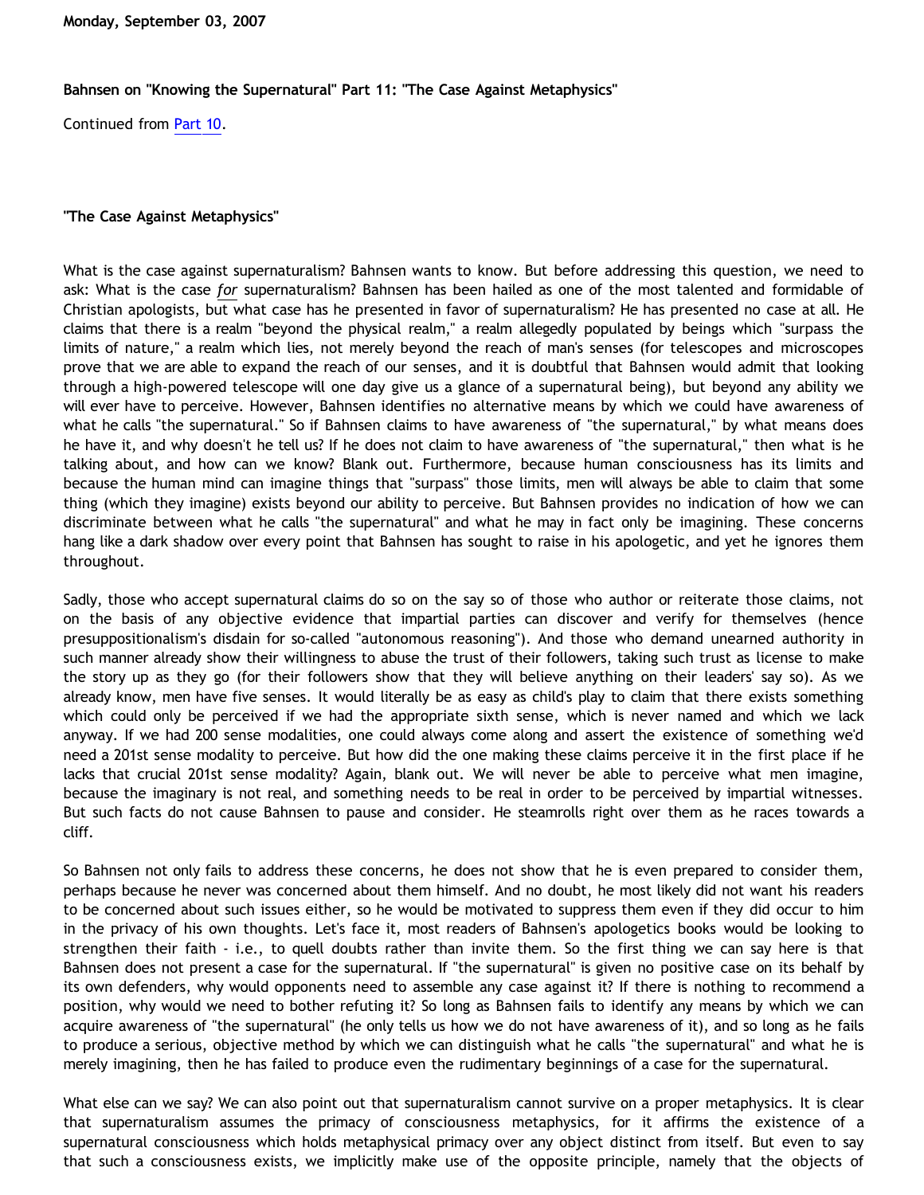Monday, September 03, 2007

**Bahnsen on "Knowing the Supernatural" Part 11: "The Case Against Metaphysics"**

Continued from Part 10.

**"The Case Against Metaphysics"**

What is the case against supernaturalism? Bahnsen wants to know. But before addressing this question, we need to ask: What is the case *for* supernaturalism? Bahnsen has been hailed as one of the most talented and formidable of Christian apologists, but what case has he presented in favor of supernaturalism? He has presented no case at all. He claims that there is a realm "beyond the physical realm," a realm allegedly populated by beings which "surpass the limits of nature," a realm which lies, not merely beyond the reach of man's senses (for telescopes and microscopes prove that we are able to expand the reach of our senses, and it is doubtful that Bahnsen would admit that looking through a high-powered telescope will one day give us a glance of a supernatural being), but beyond any ability we will ever have to perceive. However, Bahnsen identifies no alternative means by which we could have awareness of what he calls "the supernatural." So if Bahnsen claims to have awareness of "the supernatural," by what means does he have it, and why doesn't he tell us? If he does not claim to have awareness of "the supernatural," then what is he talking about, and how can we know? Blank out. Furthermore, because human consciousness has its limits and because the human mind can imagine things that "surpass" those limits, men will always be able to claim that some thing (which they imagine) exists beyond our ability to perceive. But Bahnsen provides no indication of how we can discriminate between what he calls "the supernatural" and what he may in fact only be imagining. These concerns hang like a dark shadow over every point that Bahnsen has sought to raise in his apologetic, and yet he ignores them throughout.

Sadly, those who accept supernatural claims do so on the say so of those who author or reiterate those claims, not on the basis of any objective evidence that impartial parties can discover and verify for themselves (hence presuppositionalism's disdain for so-called "autonomous reasoning"). And those who demand unearned authority in such manner already show their willingness to abuse the trust of their followers, taking such trust as license to make the story up as they go (for their followers show that they will believe anything on their leaders' say so). As we already know, men have five senses. It would literally be as easy as child's play to claim that there exists something which could only be perceived if we had the appropriate sixth sense, which is never named and which we lack anyway. If we had 200 sense modalities, one could always come along and assert the existence of something we'd need a 201st sense modality to perceive. But how did the one making these claims perceive it in the first place if he lacks that crucial 201st sense modality? Again, blank out. We will never be able to perceive what men imagine, because the imaginary is not real, and something needs to be real in order to be perceived by impartial witnesses. But such facts do not cause Bahnsen to pause and consider. He steamrolls right over them as he races towards a cliff.

So Bahnsen not only fails to address these concerns, he does not show that he is even prepared to consider them, perhaps because he never was concerned about them himself. And no doubt, he most likely did not want his readers to be concerned about such issues either, so he would be motivated to suppress them even if they did occur to him in the privacy of his own thoughts. Let's face it, most readers of Bahnsen's apologetics books would be looking to strengthen their faith - i.e., to quell doubts rather than invite them. So the first thing we can say here is that Bahnsen does not present a case for the supernatural. If "the supernatural" is given no positive case on its behalf by its own defenders, why would opponents need to assemble any case against it? If there is nothing to recommend a position, why would we need to bother refuting it? So long as Bahnsen fails to identify any means by which we can acquire awareness of "the supernatural" (he only tells us how we do not have awareness of it), and so long as he fails to produce a serious, objective method by which we can distinguish what he calls "the supernatural" and what he is merely imagining, then he has failed to produce even the rudimentary beginnings of a case for the supernatural.

What else can we say? We can also point out that supernaturalism cannot survive on a proper metaphysics. It is clear that supernaturalism assumes the primacy of consciousness metaphysics, for it affirms the existence of a supernatural consciousness which holds metaphysical primacy over any object distinct from itself. But even to say that such a consciousness exists, we implicitly make use of the opposite principle, namely that the objects of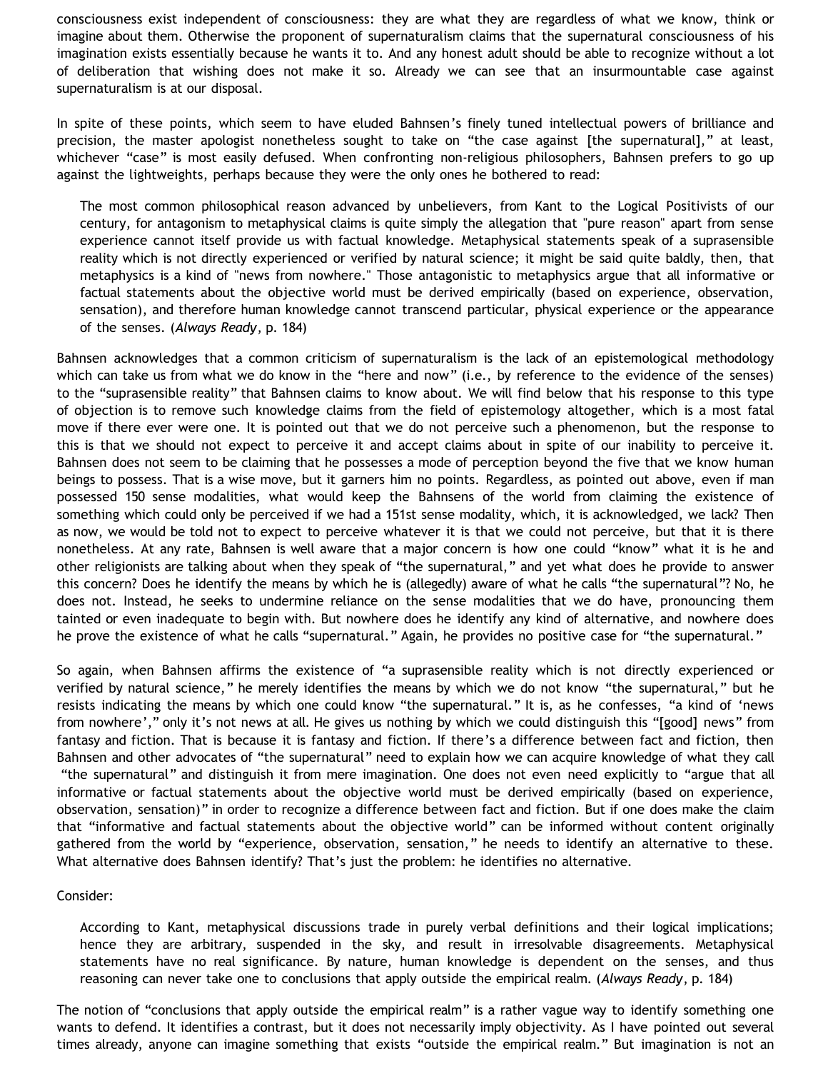consciousness exist independent of consciousness: they are what they are regardless of what we know, think or imagine about them. Otherwise the proponent of supernaturalism claims that the supernatural consciousness of his imagination exists essentially because he wants it to. And any honest adult should be able to recognize without a lot of deliberation that wishing does not make it so. Already we can see that an insurmountable case against supernaturalism is at our disposal.

In spite of these points, which seem to have eluded Bahnsen's finely tuned intellectual powers of brilliance and precision, the master apologist nonetheless sought to take on "the case against [the supernatural]," at least, whichever "case" is most easily defused. When confronting non-religious philosophers, Bahnsen prefers to go up against the lightweights, perhaps because they were the only ones he bothered to read:

> The most common philosophical reason advanced by unbelievers, from Kant to the Logical Positivists of our century, for antagonism to metaphysical claims is quite simply the allegation that "pure reason" apart from sense experience cannot itself provide us with factual knowledge. Metaphysical statements speak of a suprasensible reality which is not directly experienced or verified by natural science; it might be said quite baldly, then, that metaphysics is a kind of "news from nowhere." Those antagonistic to metaphysics argue that all informative or factual statements about the objective world must be derived empirically (based on experience, observation, sensation), and therefore human knowledge cannot transcend particular, physical experience or the appearance of the senses. (*Always Ready*, p. 184)

Bahnsen acknowledges that a common criticism of supernaturalism is the lack of an epistemological methodology which can take us from what we do know in the "here and now" (i.e., by reference to the evidence of the senses) to the "suprasensible reality" that Bahnsen claims to know about. We will find below that his response to this type of objection is to remove such knowledge claims from the field of epistemology altogether, which is a most fatal move if there ever were one. It is pointed out that we do not perceive such a phenomenon, but the response to this is that we should not expect to perceive it and accept claims about in spite of our inability to perceive it. Bahnsen does not seem to be claiming that he possesses a mode of perception beyond the five that we know human beings to possess. That is a wise move, but it garners him no points. Regardless, as pointed out above, even if man possessed 150 sense modalities, what would keep the Bahnsens of the world from claiming the existence of something which could only be perceived if we had a 151st sense modality, which, it is acknowledged, we lack? Then as now, we would be told not to expect to perceive whatever it is that we could not perceive, but that it is there nonetheless. At any rate, Bahnsen is well aware that a major concern is how one could "know" what it is he and other religionists are talking about when they speak of "the supernatural," and yet what does he provide to answer this concern? Does he identify the means by which he is (allegedly) aware of what he calls "the supernatural"? No, he does not. Instead, he seeks to undermine reliance on the sense modalities that we do have, pronouncing them tainted or even inadequate to begin with. But nowhere does he identify any kind of alternative, and nowhere does he prove the existence of what he calls "supernatural." Again, he provides no positive case for "the supernatural."

So again, when Bahnsen affirms the existence of "a suprasensible reality which is not directly experienced or verified by natural science," he merely identifies the means by which we do not know "the supernatural," but he resists indicating the means by which one could know "the supernatural." It is, as he confesses, "a kind of 'news from nowhere'," only it's not news at all. He gives us nothing by which we could distinguish this "[good] news" from fantasy and fiction. That is because it is fantasy and fiction. If there's a difference between fact and fiction, then Bahnsen and other advocates of "the supernatural" need to explain how we can acquire knowledge of what they call "the supernatural" and distinguish it from mere imagination. One does not even need explicitly to "argue that all informative or factual statements about the objective world must be derived empirically (based on experience, observation, sensation)" in order to recognize a difference between fact and fiction. But if one does make the claim that "informative and factual statements about the objective world" can be informed without content originally gathered from the world by "experience, observation, sensation," he needs to identify an alternative to these. What alternative does Bahnsen identify? That's just the problem: he identifies no alternative.

Consider:

> According to Kant, metaphysical discussions trade in purely verbal definitions and their logical implications; hence they are arbitrary, suspended in the sky, and result in irresolvable disagreements. Metaphysical statements have no real significance. By nature, human knowledge is dependent on the senses, and thus reasoning can never take one to conclusions that apply outside the empirical realm. (*Always Ready*, p. 184)

The notion of "conclusions that apply outside the empirical realm" is a rather vague way to identify something one wants to defend. It identifies a contrast, but it does not necessarily imply objectivity. As I have pointed out several times already, anyone can imagine something that exists "outside the empirical realm." But imagination is not an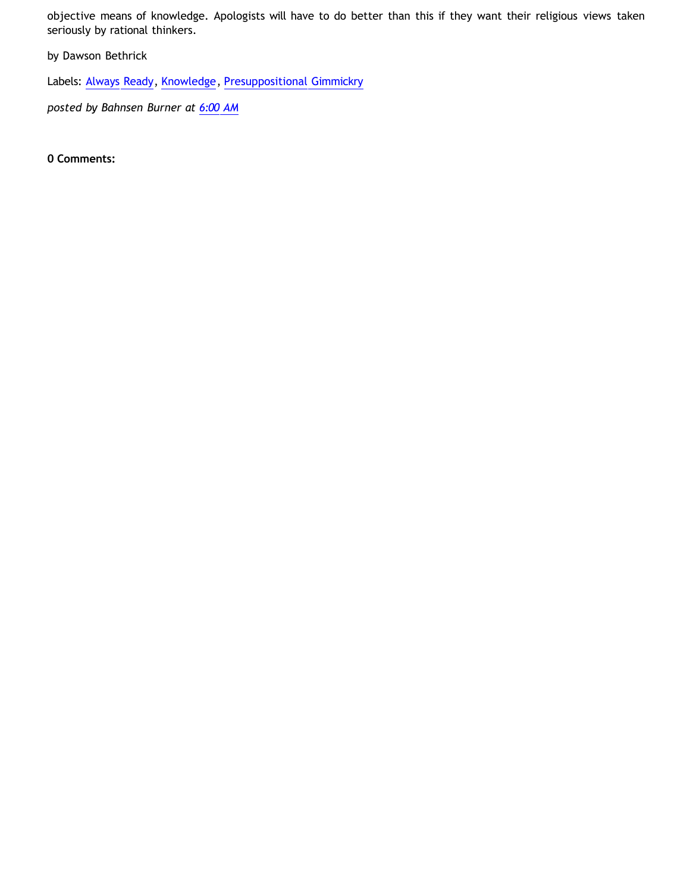objective means of knowledge. Apologists will have to do better than this if they want their religious views taken seriously by rational thinkers.

by Dawson Bethrick

Labels: Always Ready, Knowledge, Presuppositional Gimmickry

*posted by Bahnsen Burner at 6:00 AM*

**0 Comments:**